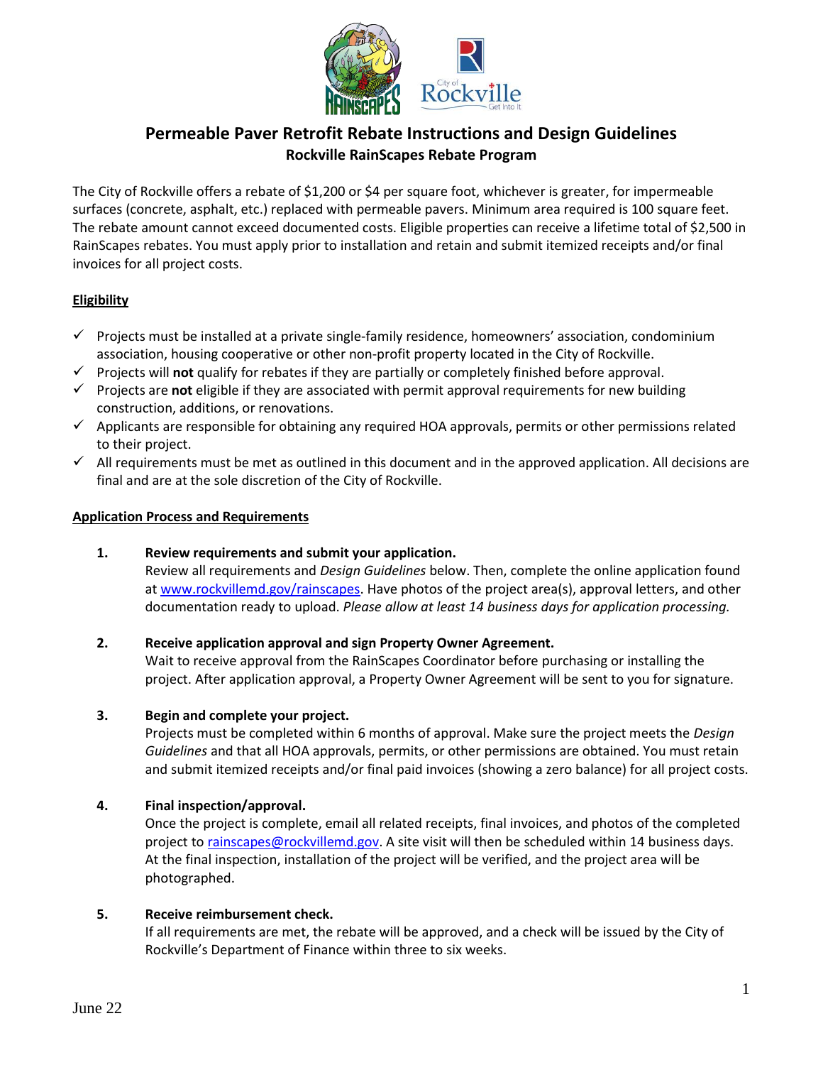# Permeable Paver Retrofit Rebate Instructions and Design Guidelines

## Rockville RainScapes Rebate Program

The City of Rockville offers a rebate of $1,200 or $4 per square foot, whichever is greater, for impermeable surfaces (concrete, asphalt, etc.) replaced with permeable pavers. Minimum area required is 100 square feet. The rebate amount cannot exceed documented costs. Eligible properties can receive a lifetime total of $2,500 in RainScapes rebates. You must apply prior to installation and retain and submit itemized receipts and/or final invoices for all project costs.

### Eligibility

- ✓ Projects must be installed at a private single-family residence, homeowners' association, condominium association, housing cooperative or other non-profit property located in the City of Rockville.
- ✓ Projects will **not** qualify for rebates if they are partially or completely finished before approval.
- ✓ Projects are **not** eligible if they are associated with permit approval requirements for new building construction, additions, or renovations.
- ✓ Applicants are responsible for obtaining any required HOA approvals, permits or other permissions related to their project.
- ✓ All requirements must be met as outlined in this document and in the approved application. All decisions are final and are at the sole discretion of the City of Rockville.

### Application Process and Requirements

1. **Review requirements and submit your application.**
   Review all requirements and *Design Guidelines* below. Then, complete the online application found at www.rockvillemd.gov/rainscapes. Have photos of the project area(s), approval letters, and other documentation ready to upload. *Please allow at least 14 business days for application processing.*

2. **Receive application approval and sign Property Owner Agreement.**
   Wait to receive approval from the RainScapes Coordinator before purchasing or installing the project. After application approval, a Property Owner Agreement will be sent to you for signature.

3. **Begin and complete your project.**
   Projects must be completed within 6 months of approval. Make sure the project meets the *Design Guidelines* and that all HOA approvals, permits, or other permissions are obtained. You must retain and submit itemized receipts and/or final paid invoices (showing a zero balance) for all project costs.

4. **Final inspection/approval.**
   Once the project is complete, email all related receipts, final invoices, and photos of the completed project to rainscapes@rockvillemd.gov. A site visit will then be scheduled within 14 business days. At the final inspection, installation of the project will be verified, and the project area will be photographed.

5. **Receive reimbursement check.**
   If all requirements are met, the rebate will be approved, and a check will be issued by the City of Rockville's Department of Finance within three to six weeks.

June 22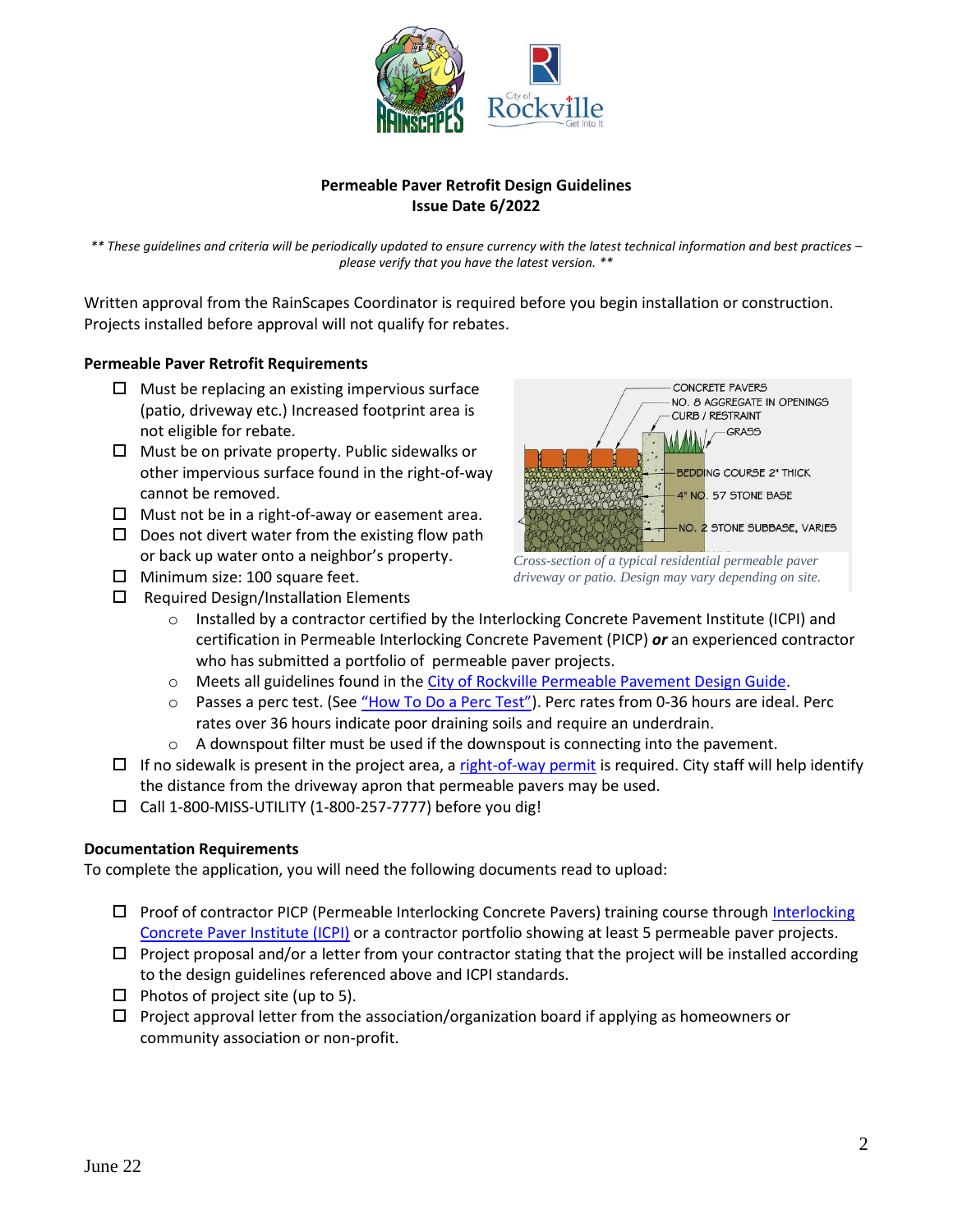**Permeable Paver Retrofit Design Guidelines**
**Issue Date 6/2022**

*** These guidelines and criteria will be periodically updated to ensure currency with the latest technical information and best practices – please verify that you have the latest version. ***

Written approval from the RainScapes Coordinator is required before you begin installation or construction. Projects installed before approval will not qualify for rebates.

**Permeable Paver Retrofit Requirements**

- ☐ Must be replacing an existing impervious surface (patio, driveway etc.) Increased footprint area is not eligible for rebate.
- ☐ Must be on private property. Public sidewalks or other impervious surface found in the right-of-way cannot be removed.
- ☐ Must not be in a right-of-away or easement area.
- ☐ Does not divert water from the existing flow path or back up water onto a neighbor's property.
- ☐ Minimum size: 100 square feet.
- ☐ Required Design/Installation Elements
  - Installed by a contractor certified by the Interlocking Concrete Pavement Institute (ICPI) and certification in Permeable Interlocking Concrete Pavement (PICP) ***or*** an experienced contractor who has submitted a portfolio of permeable paver projects.
  - Meets all guidelines found in the City of Rockville Permeable Pavement Design Guide.
  - Passes a perc test. (See "How To Do a Perc Test"). Perc rates from 0-36 hours are ideal. Perc rates over 36 hours indicate poor draining soils and require an underdrain.
  - A downspout filter must be used if the downspout is connecting into the pavement.
- ☐ If no sidewalk is present in the project area, a right-of-way permit is required. City staff will help identify the distance from the driveway apron that permeable pavers may be used.
- ☐ Call 1-800-MISS-UTILITY (1-800-257-7777) before you dig!

*Cross-section of a typical residential permeable paver driveway or patio. Design may vary depending on site.*

**Documentation Requirements**

To complete the application, you will need the following documents read to upload:

- ☐ Proof of contractor PICP (Permeable Interlocking Concrete Pavers) training course through Interlocking Concrete Paver Institute (ICPI) or a contractor portfolio showing at least 5 permeable paver projects.
- ☐ Project proposal and/or a letter from your contractor stating that the project will be installed according to the design guidelines referenced above and ICPI standards.
- ☐ Photos of project site (up to 5).
- ☐ Project approval letter from the association/organization board if applying as homeowners or community association or non-profit.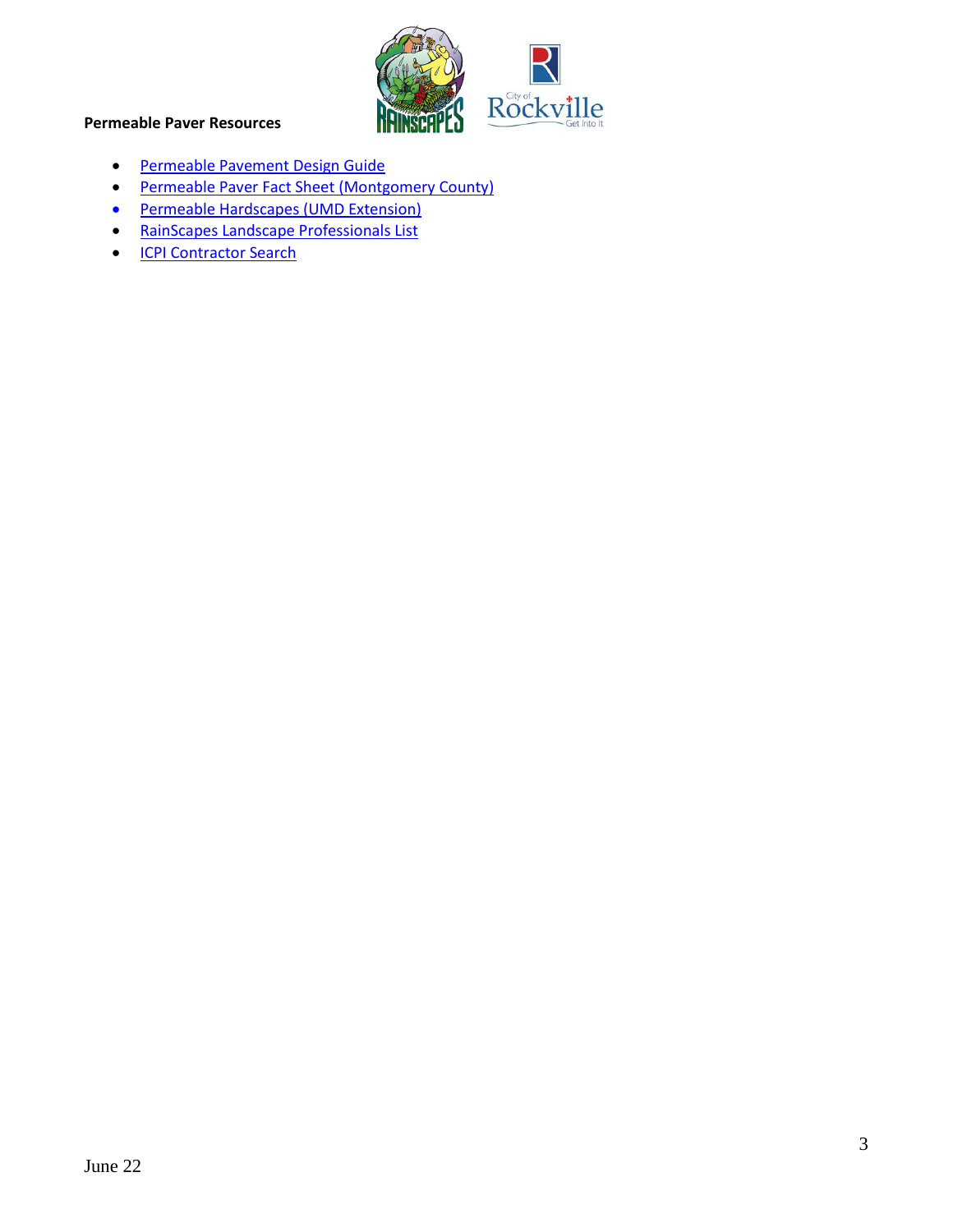**Permeable Paver Resources**

- Permeable Pavement Design Guide
- Permeable Paver Fact Sheet (Montgomery County)
- Permeable Hardscapes (UMD Extension)
- RainScapes Landscape Professionals List
- ICPI Contractor Search